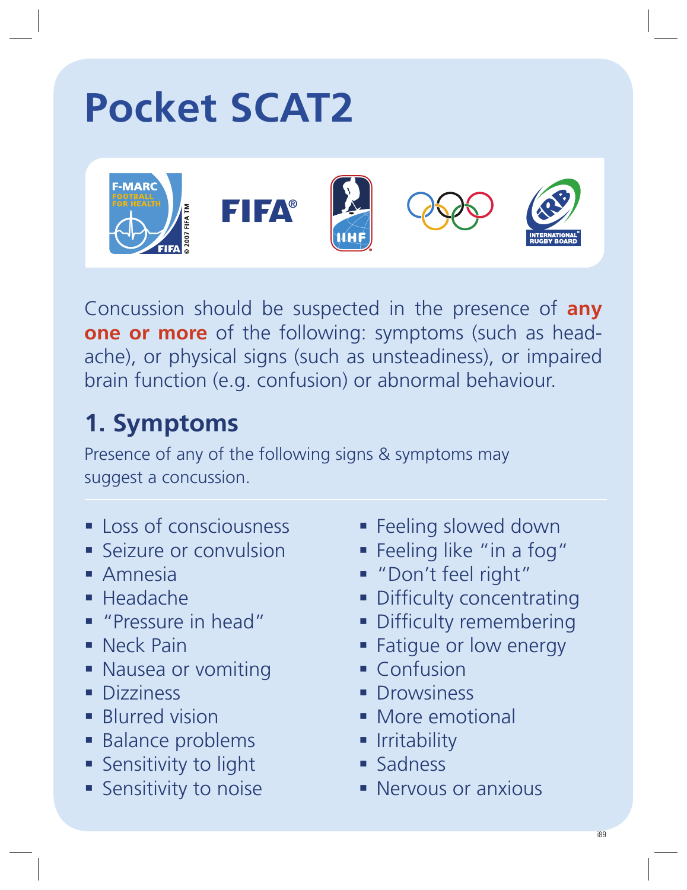# Pocket SCAT2

Concussion should be suspected in the presence of **any one or more** of the following: symptoms (such as headache), or physical signs (such as unsteadiness), or impaired brain function (e.g. confusion) or abnormal behaviour.

## 1. Symptoms

Presence of any of the following signs & symptoms may suggest a concussion.

- Loss of consciousness
- Seizure or convulsion
- Amnesia
- Headache
- "Pressure in head"
- Neck Pain
- Nausea or vomiting
- Dizziness
- Blurred vision
- Balance problems
- Sensitivity to light
- Sensitivity to noise
- Feeling slowed down
- Feeling like "in a fog"
- "Don't feel right"
- Difficulty concentrating
- Difficulty remembering
- Fatigue or low energy
- Confusion
- Drowsiness
- More emotional
- Irritability
- Sadness
- Nervous or anxious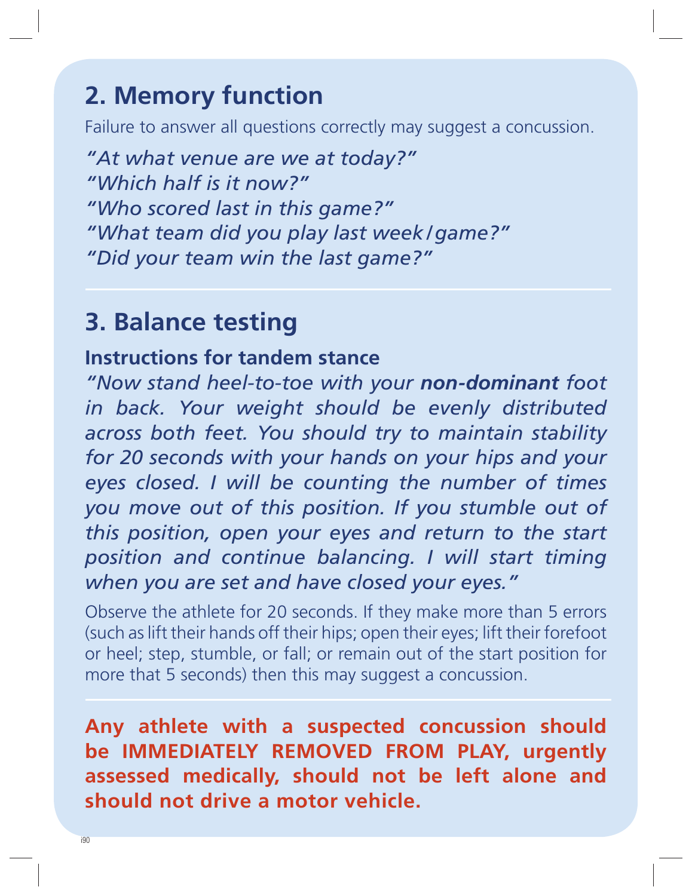## 2. Memory function

Failure to answer all questions correctly may suggest a concussion.

*"At what venue are we at today?"*
*"Which half is it now?"*
*"Who scored last in this game?"*
*"What team did you play last week/game?"*
*"Did your team win the last game?"*

## 3. Balance testing

**Instructions for tandem stance**

*"Now stand heel-to-toe with your* ***non-dominant*** *foot in back. Your weight should be evenly distributed across both feet. You should try to maintain stability for 20 seconds with your hands on your hips and your eyes closed. I will be counting the number of times you move out of this position. If you stumble out of this position, open your eyes and return to the start position and continue balancing. I will start timing when you are set and have closed your eyes."*

Observe the athlete for 20 seconds. If they make more than 5 errors (such as lift their hands off their hips; open their eyes; lift their forefoot or heel; step, stumble, or fall; or remain out of the start position for more that 5 seconds) then this may suggest a concussion.

**Any athlete with a suspected concussion should be IMMEDIATELY REMOVED FROM PLAY, urgently assessed medically, should not be left alone and should not drive a motor vehicle.**